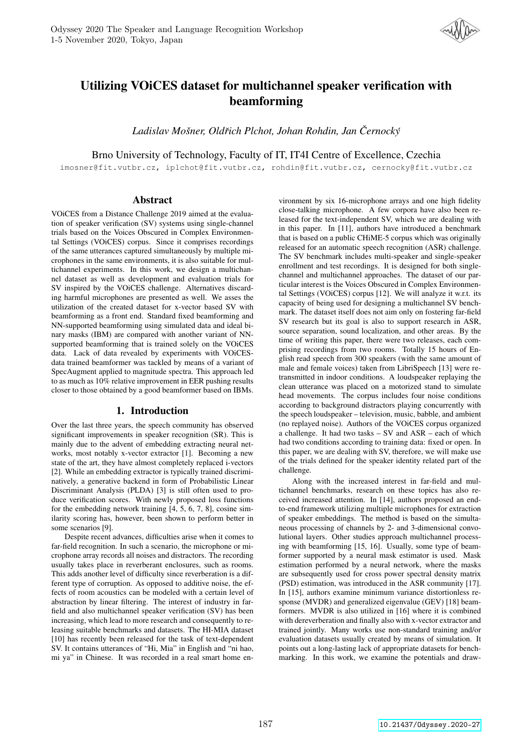# Utilizing VOiCES dataset for multichannel speaker verification with beamforming

*Ladislav Mošner, Oldřich Plchot, Johan Rohdin, Jan Černocký*

Brno University of Technology, Faculty of IT, IT4I Centre of Excellence, Czechia

imosner@fit.vutbr.cz, iplchot@fit.vutbr.cz, rohdin@fit.vutbr.cz, cernocky@fit.vutbr.cz

## Abstract

VOiCES from a Distance Challenge 2019 aimed at the evaluation of speaker verification (SV) systems using single-channel trials based on the Voices Obscured in Complex Environmental Settings (VOiCES) corpus. Since it comprises recordings of the same utterances captured simultaneously by multiple microphones in the same environments, it is also suitable for multichannel experiments. In this work, we design a multichannel dataset as well as development and evaluation trials for SV inspired by the VOiCES challenge. Alternatives discarding harmful microphones are presented as well. We asses the utilization of the created dataset for x-vector based SV with beamforming as a front end. Standard fixed beamforming and NN-supported beamforming using simulated data and ideal binary masks (IBM) are compared with another variant of NN-supported beamforming that is trained solely on the VOiCES data. Lack of data revealed by experiments with VOiCES-data trained beamformer was tackled by means of a variant of SpecAugment applied to magnitude spectra. This approach led to as much as 10% relative improvement in EER pushing results closer to those obtained by a good beamformer based on IBMs.

## 1. Introduction

Over the last three years, the speech community has observed significant improvements in speaker recognition (SR). This is mainly due to the advent of embedding extracting neural networks, most notably x-vector extractor [1]. Becoming a new state of the art, they have almost completely replaced i-vectors [2]. While an embedding extractor is typically trained discriminatively, a generative backend in form of Probabilistic Linear Discriminant Analysis (PLDA) [3] is still often used to produce verification scores. With newly proposed loss functions for the embedding network training [4, 5, 6, 7, 8], cosine similarity scoring has, however, been shown to perform better in some scenarios [9].

Despite recent advances, difficulties arise when it comes to far-field recognition. In such a scenario, the microphone or microphone array records all noises and distractors. The recording usually takes place in reverberant enclosures, such as rooms. This adds another level of difficulty since reverberation is a different type of corruption. As opposed to additive noise, the effects of room acoustics can be modeled with a certain level of abstraction by linear filtering. The interest of industry in far-field and also multichannel speaker verification (SV) has been increasing, which lead to more research and consequently to releasing suitable benchmarks and datasets. The HI-MIA dataset [10] has recently been released for the task of text-dependent SV. It contains utterances of "Hi, Mia" in English and "ni hao, mi ya" in Chinese. It was recorded in a real smart home environment by six 16-microphone arrays and one high fidelity close-talking microphone. A few corpora have also been released for the text-independent SV, which we are dealing with in this paper. In [11], authors have introduced a benchmark that is based on a public CHiME-5 corpus which was originally released for an automatic speech recognition (ASR) challenge. The SV benchmark includes multi-speaker and single-speaker enrollment and test recordings. It is designed for both single-channel and multichannel approaches. The dataset of our particular interest is the Voices Obscured in Complex Environmental Settings (VOiCES) corpus [12]. We will analyze it w.r.t. its capacity of being used for designing a multichannel SV benchmark. The dataset itself does not aim only on fostering far-field SV research but its goal is also to support research in ASR, source separation, sound localization, and other areas. By the time of writing this paper, there were two releases, each comprising recordings from two rooms. Totally 15 hours of English read speech from 300 speakers (with the same amount of male and female voices) taken from LibriSpeech [13] were retransmitted in indoor conditions. A loudspeaker replaying the clean utterance was placed on a motorized stand to simulate head movements. The corpus includes four noise conditions according to background distractors playing concurrently with the speech loudspeaker – television, music, babble, and ambient (no replayed noise). Authors of the VOiCES corpus organized a challenge. It had two tasks – SV and ASR – each of which had two conditions according to training data: fixed or open. In this paper, we are dealing with SV, therefore, we will make use of the trials defined for the speaker identity related part of the challenge.

Along with the increased interest in far-field and multichannel benchmarks, research on these topics has also received increased attention. In [14], authors proposed an end-to-end framework utilizing multiple microphones for extraction of speaker embeddings. The method is based on the simultaneous processing of channels by 2- and 3-dimensional convolutional layers. Other studies approach multichannel processing with beamforming [15, 16]. Usually, some type of beamformer supported by a neural mask estimator is used. Mask estimation performed by a neural network, where the masks are subsequently used for cross power spectral density matrix (PSD) estimation, was introduced in the ASR community [17]. In [15], authors examine minimum variance distortionless response (MVDR) and generalized eigenvalue (GEV) [18] beamformers. MVDR is also utilized in [16] where it is combined with dereverberation and finally also with x-vector extractor and trained jointly. Many works use non-standard training and/or evaluation datasets usually created by means of simulation. It points out a long-lasting lack of appropriate datasets for benchmarking. In this work, we examine the potentials and draw-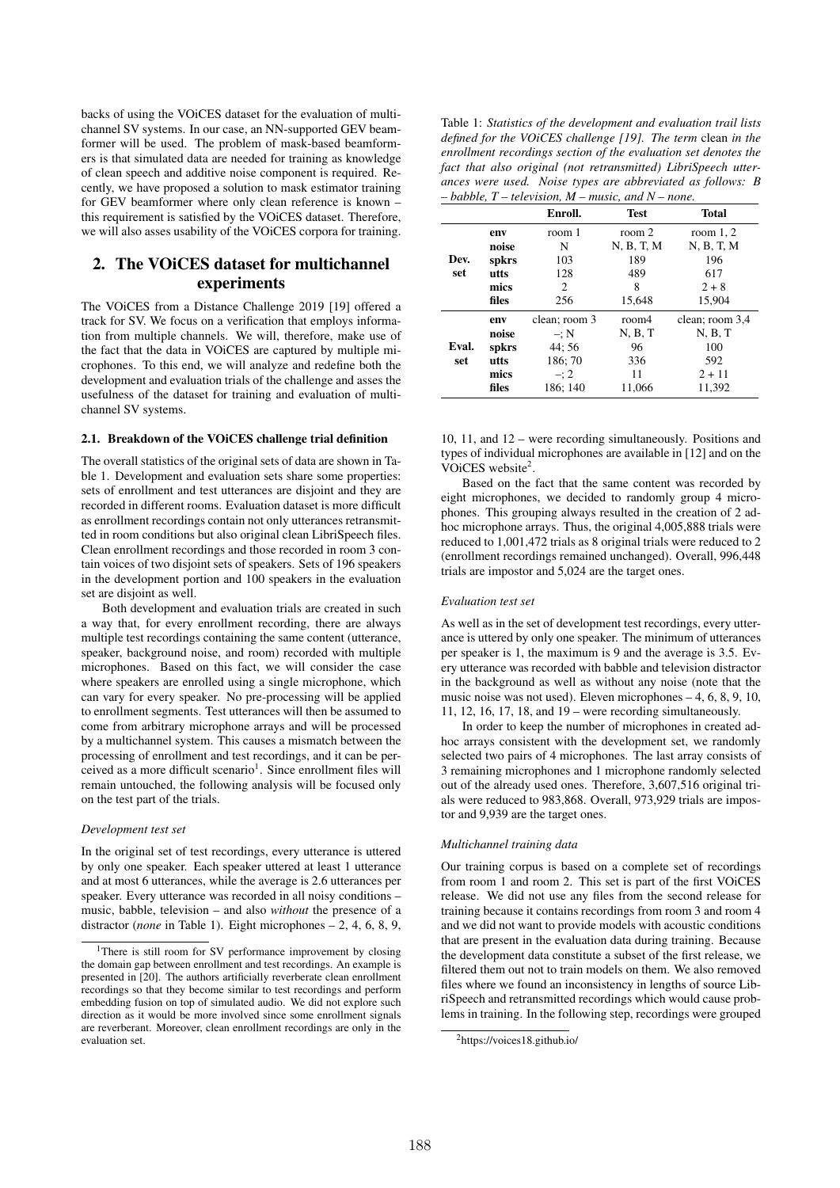backs of using the VOiCES dataset for the evaluation of multichannel SV systems. In our case, an NN-supported GEV beamformer will be used. The problem of mask-based beamformers is that simulated data are needed for training as knowledge of clean speech and additive noise component is required. Recently, we have proposed a solution to mask estimator training for GEV beamformer where only clean reference is known – this requirement is satisfied by the VOiCES dataset. Therefore, we will also asses usability of the VOiCES corpora for training.

## 2. The VOiCES dataset for multichannel experiments

The VOiCES from a Distance Challenge 2019 [19] offered a track for SV. We focus on a verification that employs information from multiple channels. We will, therefore, make use of the fact that the data in VOiCES are captured by multiple microphones. To this end, we will analyze and redefine both the development and evaluation trials of the challenge and asses the usefulness of the dataset for training and evaluation of multichannel SV systems.

### 2.1. Breakdown of the VOiCES challenge trial definition

The overall statistics of the original sets of data are shown in Table 1. Development and evaluation sets share some properties: sets of enrollment and test utterances are disjoint and they are recorded in different rooms. Evaluation dataset is more difficult as enrollment recordings contain not only utterances retransmitted in room conditions but also original clean LibriSpeech files. Clean enrollment recordings and those recorded in room 3 contain voices of two disjoint sets of speakers. Sets of 196 speakers in the development portion and 100 speakers in the evaluation set are disjoint as well.

Both development and evaluation trials are created in such a way that, for every enrollment recording, there are always multiple test recordings containing the same content (utterance, speaker, background noise, and room) recorded with multiple microphones. Based on this fact, we will consider the case where speakers are enrolled using a single microphone, which can vary for every speaker. No pre-processing will be applied to enrollment segments. Test utterances will then be assumed to come from arbitrary microphone arrays and will be processed by a multichannel system. This causes a mismatch between the processing of enrollment and test recordings, and it can be perceived as a more difficult scenario[1]. Since enrollment files will remain untouched, the following analysis will be focused only on the test part of the trials.

#### *Development test set*

In the original set of test recordings, every utterance is uttered by only one speaker. Each speaker uttered at least 1 utterance and at most 6 utterances, while the average is 2.6 utterances per speaker. Every utterance was recorded in all noisy conditions – music, babble, television – and also *without* the presence of a distractor (*none* in Table 1). Eight microphones – 2, 4, 6, 8, 9, 10, 11, and 12 – were recording simultaneously. Positions and types of individual microphones are available in [12] and on the VOiCES website[2].

[1]There is still room for SV performance improvement by closing the domain gap between enrollment and test recordings. An example is presented in [20]. The authors artificially reverberate clean enrollment recordings so that they become similar to test recordings and perform embedding fusion on top of simulated audio. We did not explore such direction as it would be more involved since some enrollment signals are reverberant. Moreover, clean enrollment recordings are only in the evaluation set.

Table 1: *Statistics of the development and evaluation trail lists defined for the VOiCES challenge [19]. The term* clean *in the enrollment recordings section of the evaluation set denotes the fact that also original (not retransmitted) LibriSpeech utterances were used. Noise types are abbreviated as follows: B – babble, T – television, M – music, and N – none.*

| | | **Enroll.** | **Test** | **Total** |
|---|---|---|---|---|
| **Dev. set** | **env** | room 1 | room 2 | room 1, 2 |
| | **noise** | N | N, B, T, M | N, B, T, M |
| | **spkrs** | 103 | 189 | 196 |
| | **utts** | 128 | 489 | 617 |
| | **mics** | 2 | 8 | 2 + 8 |
| | **files** | 256 | 15,648 | 15,904 |
| **Eval. set** | **env** | clean; room 3 | room4 | clean; room 3,4 |
| | **noise** | –; N | N, B, T | N, B, T |
| | **spkrs** | 44; 56 | 96 | 100 |
| | **utts** | 186; 70 | 336 | 592 |
| | **mics** | –; 2 | 11 | 2 + 11 |
| | **files** | 186; 140 | 11,066 | 11,392 |

Based on the fact that the same content was recorded by eight microphones, we decided to randomly group 4 microphones. This grouping always resulted in the creation of 2 ad-hoc microphone arrays. Thus, the original 4,005,888 trials were reduced to 1,001,472 trials as 8 original trials were reduced to 2 (enrollment recordings remained unchanged). Overall, 996,448 trials are impostor and 5,024 are the target ones.

#### *Evaluation test set*

As well as in the set of development test recordings, every utterance is uttered by only one speaker. The minimum of utterances per speaker is 1, the maximum is 9 and the average is 3.5. Every utterance was recorded with babble and television distractor in the background as well as without any noise (note that the music noise was not used). Eleven microphones – 4, 6, 8, 9, 10, 11, 12, 16, 17, 18, and 19 – were recording simultaneously.

In order to keep the number of microphones in created ad-hoc arrays consistent with the development set, we randomly selected two pairs of 4 microphones. The last array consists of 3 remaining microphones and 1 microphone randomly selected out of the already used ones. Therefore, 3,607,516 original trials were reduced to 983,868. Overall, 973,929 trials are impostor and 9,939 are the target ones.

#### *Multichannel training data*

Our training corpus is based on a complete set of recordings from room 1 and room 2. This set is part of the first VOiCES release. We did not use any files from the second release for training because it contains recordings from room 3 and room 4 and we did not want to provide models with acoustic conditions that are present in the evaluation data during training. Because the development data constitute a subset of the first release, we filtered them out not to train models on them. We also removed files where we found an inconsistency in lengths of source LibriSpeech and retransmitted recordings which would cause problems in training. In the following step, recordings were grouped

[2]https://voices18.github.io/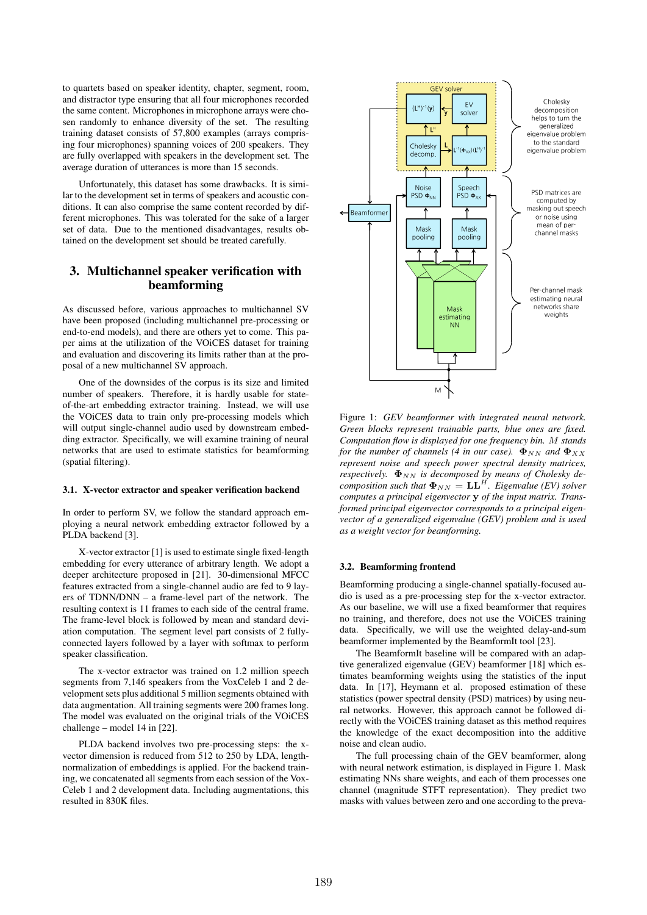to quartets based on speaker identity, chapter, segment, room, and distractor type ensuring that all four microphones recorded the same content. Microphones in microphone arrays were chosen randomly to enhance diversity of the set. The resulting training dataset consists of 57,800 examples (arrays comprising four microphones) spanning voices of 200 speakers. They are fully overlapped with speakers in the development set. The average duration of utterances is more than 15 seconds.

Unfortunately, this dataset has some drawbacks. It is similar to the development set in terms of speakers and acoustic conditions. It can also comprise the same content recorded by different microphones. This was tolerated for the sake of a larger set of data. Due to the mentioned disadvantages, results obtained on the development set should be treated carefully.

## 3. Multichannel speaker verification with beamforming

As discussed before, various approaches to multichannel SV have been proposed (including multichannel pre-processing or end-to-end models), and there are others yet to come. This paper aims at the utilization of the VOiCES dataset for training and evaluation and discovering its limits rather than at the proposal of a new multichannel SV approach.

One of the downsides of the corpus is its size and limited number of speakers. Therefore, it is hardly usable for state-of-the-art embedding extractor training. Instead, we will use the VOiCES data to train only pre-processing models which will output single-channel audio used by downstream embedding extractor. Specifically, we will examine training of neural networks that are used to estimate statistics for beamforming (spatial filtering).

### 3.1. X-vector extractor and speaker verification backend

In order to perform SV, we follow the standard approach employing a neural network embedding extractor followed by a PLDA backend [3].

X-vector extractor [1] is used to estimate single fixed-length embedding for every utterance of arbitrary length. We adopt a deeper architecture proposed in [21]. 30-dimensional MFCC features extracted from a single-channel audio are fed to 9 layers of TDNN/DNN – a frame-level part of the network. The resulting context is 11 frames to each side of the central frame. The frame-level block is followed by mean and standard deviation computation. The segment level part consists of 2 fully-connected layers followed by a layer with softmax to perform speaker classification.

The x-vector extractor was trained on 1.2 million speech segments from 7,146 speakers from the VoxCeleb 1 and 2 development sets plus additional 5 million segments obtained with data augmentation. All training segments were 200 frames long. The model was evaluated on the original trials of the VOiCES challenge – model 14 in [22].

PLDA backend involves two pre-processing steps: the x-vector dimension is reduced from 512 to 250 by LDA, length-normalization of embeddings is applied. For the backend training, we concatenated all segments from each session of the VoxCeleb 1 and 2 development data. Including augmentations, this resulted in 830K files.

Figure 1: *GEV beamformer with integrated neural network. Green blocks represent trainable parts, blue ones are fixed. Computation flow is displayed for one frequency bin. $M$ stands for the number of channels (4 in our case). $\mathbf{\Phi}_{NN}$ and $\mathbf{\Phi}_{XX}$ represent noise and speech power spectral density matrices, respectively. $\mathbf{\Phi}_{NN}$ is decomposed by means of Cholesky decomposition such that $\mathbf{\Phi}_{NN} = \mathbf{L}\mathbf{L}^H$. Eigenvalue (EV) solver computes a principal eigenvector $\mathbf{y}$ of the input matrix. Transformed principal eigenvector corresponds to a principal eigenvector of a generalized eigenvalue (GEV) problem and is used as a weight vector for beamforming.*

### 3.2. Beamforming frontend

Beamforming producing a single-channel spatially-focused audio is used as a pre-processing step for the x-vector extractor. As our baseline, we will use a fixed beamformer that requires no training, and therefore, does not use the VOiCES training data. Specifically, we will use the weighted delay-and-sum beamformer implemented by the BeamformIt tool [23].

The BeamformIt baseline will be compared with an adaptive generalized eigenvalue (GEV) beamformer [18] which estimates beamforming weights using the statistics of the input data. In [17], Heymann et al. proposed estimation of these statistics (power spectral density (PSD) matrices) by using neural networks. However, this approach cannot be followed directly with the VOiCES training dataset as this method requires the knowledge of the exact decomposition into the additive noise and clean audio.

The full processing chain of the GEV beamformer, along with neural network estimation, is displayed in Figure 1. Mask estimating NNs share weights, and each of them processes one channel (magnitude STFT representation). They predict two masks with values between zero and one according to the preva-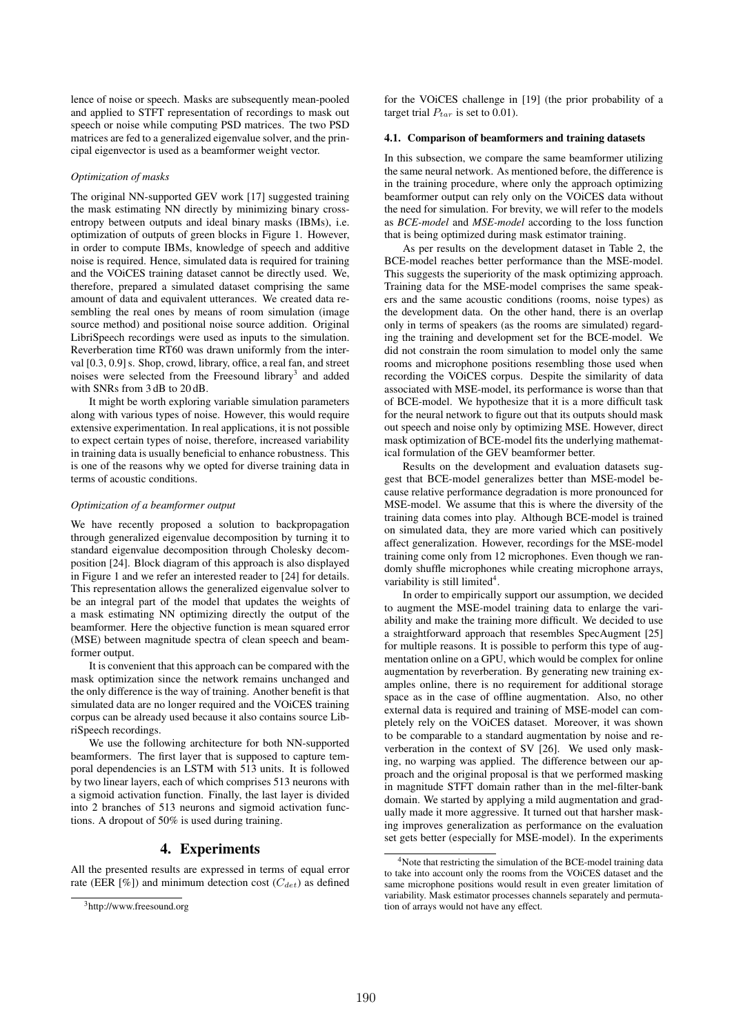lence of noise or speech. Masks are subsequently mean-pooled and applied to STFT representation of recordings to mask out speech or noise while computing PSD matrices. The two PSD matrices are fed to a generalized eigenvalue solver, and the principal eigenvector is used as a beamformer weight vector.

*Optimization of masks*

The original NN-supported GEV work [17] suggested training the mask estimating NN directly by minimizing binary cross-entropy between outputs and ideal binary masks (IBMs), i.e. optimization of outputs of green blocks in Figure 1. However, in order to compute IBMs, knowledge of speech and additive noise is required. Hence, simulated data is required for training and the VOiCES training dataset cannot be directly used. We, therefore, prepared a simulated dataset comprising the same amount of data and equivalent utterances. We created data resembling the real ones by means of room simulation (image source method) and positional noise source addition. Original LibriSpeech recordings were used as inputs to the simulation. Reverberation time RT60 was drawn uniformly from the interval [0.3, 0.9] s. Shop, crowd, library, office, a real fan, and street noises were selected from the Freesound library[3] and added with SNRs from 3 dB to 20 dB.

It might be worth exploring variable simulation parameters along with various types of noise. However, this would require extensive experimentation. In real applications, it is not possible to expect certain types of noise, therefore, increased variability in training data is usually beneficial to enhance robustness. This is one of the reasons why we opted for diverse training data in terms of acoustic conditions.

*Optimization of a beamformer output*

We have recently proposed a solution to backpropagation through generalized eigenvalue decomposition by turning it to standard eigenvalue decomposition through Cholesky decomposition [24]. Block diagram of this approach is also displayed in Figure 1 and we refer an interested reader to [24] for details. This representation allows the generalized eigenvalue solver to be an integral part of the model that updates the weights of a mask estimating NN optimizing directly the output of the beamformer. Here the objective function is mean squared error (MSE) between magnitude spectra of clean speech and beamformer output.

It is convenient that this approach can be compared with the mask optimization since the network remains unchanged and the only difference is the way of training. Another benefit is that simulated data are no longer required and the VOiCES training corpus can be already used because it also contains source LibriSpeech recordings.

We use the following architecture for both NN-supported beamformers. The first layer that is supposed to capture temporal dependencies is an LSTM with 513 units. It is followed by two linear layers, each of which comprises 513 neurons with a sigmoid activation function. Finally, the last layer is divided into 2 branches of 513 neurons and sigmoid activation functions. A dropout of 50% is used during training.

## 4. Experiments

All the presented results are expressed in terms of equal error rate (EER [%]) and minimum detection cost ($C_{det}$) as defined for the VOiCES challenge in [19] (the prior probability of a target trial $P_{tar}$ is set to 0.01).

### 4.1. Comparison of beamformers and training datasets

In this subsection, we compare the same beamformer utilizing the same neural network. As mentioned before, the difference is in the training procedure, where only the approach optimizing beamformer output can rely only on the VOiCES data without the need for simulation. For brevity, we will refer to the models as *BCE-model* and *MSE-model* according to the loss function that is being optimized during mask estimator training.

As per results on the development dataset in Table 2, the BCE-model reaches better performance than the MSE-model. This suggests the superiority of the mask optimizing approach. Training data for the MSE-model comprises the same speakers and the same acoustic conditions (rooms, noise types) as the development data. On the other hand, there is an overlap only in terms of speakers (as the rooms are simulated) regarding the training and development set for the BCE-model. We did not constrain the room simulation to model only the same rooms and microphone positions resembling those used when recording the VOiCES corpus. Despite the similarity of data associated with MSE-model, its performance is worse than that of BCE-model. We hypothesize that it is a more difficult task for the neural network to figure out that its outputs should mask out speech and noise only by optimizing MSE. However, direct mask optimization of BCE-model fits the underlying mathematical formulation of the GEV beamformer better.

Results on the development and evaluation datasets suggest that BCE-model generalizes better than MSE-model because relative performance degradation is more pronounced for MSE-model. We assume that this is where the diversity of the training data comes into play. Although BCE-model is trained on simulated data, they are more varied which can positively affect generalization. However, recordings for the MSE-model training come only from 12 microphones. Even though we randomly shuffle microphones while creating microphone arrays, variability is still limited[4].

In order to empirically support our assumption, we decided to augment the MSE-model training data to enlarge the variability and make the training more difficult. We decided to use a straightforward approach that resembles SpecAugment [25] for multiple reasons. It is possible to perform this type of augmentation online on a GPU, which would be complex for online augmentation by reverberation. By generating new training examples online, there is no requirement for additional storage space as in the case of offline augmentation. Also, no other external data is required and training of MSE-model can completely rely on the VOiCES dataset. Moreover, it was shown to be comparable to a standard augmentation by noise and reverberation in the context of SV [26]. We used only masking, no warping was applied. The difference between our approach and the original proposal is that we performed masking in magnitude STFT domain rather than in the mel-filter-bank domain. We started by applying a mild augmentation and gradually made it more aggressive. It turned out that harsher masking improves generalization as performance on the evaluation set gets better (especially for MSE-model). In the experiments

[3] http://www.freesound.org

[4] Note that restricting the simulation of the BCE-model training data to take into account only the rooms from the VOiCES dataset and the same microphone positions would result in even greater limitation of variability. Mask estimator processes channels separately and permutation of arrays would not have any effect.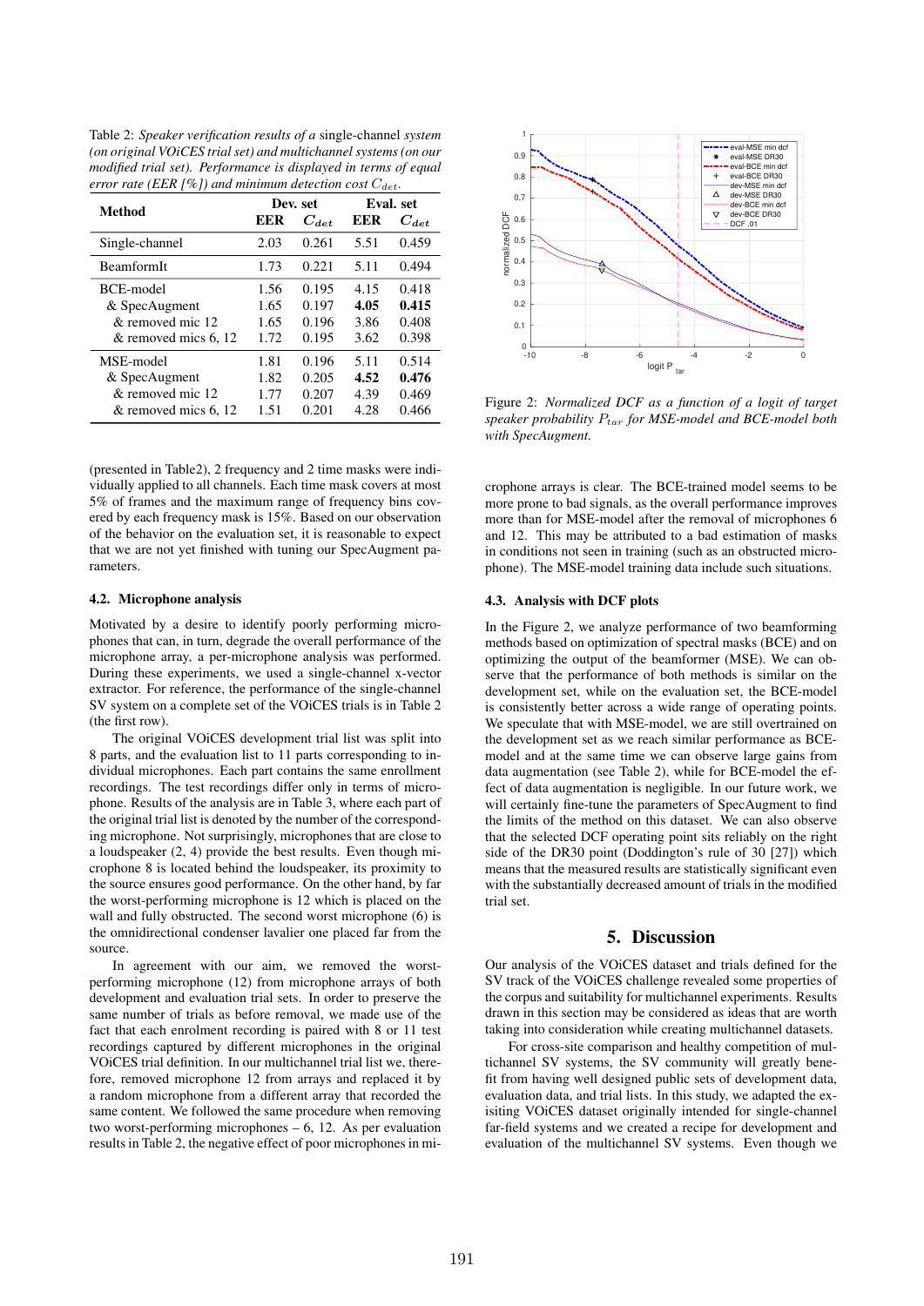Table 2: *Speaker verification results of a* single-channel *system (on original VOiCES trial set) and multichannel systems (on our modified trial set). Performance is displayed in terms of equal error rate (EER [%]) and minimum detection cost $C_{det}$.*

| Method | Dev. set | | Eval. set | |
|---|---|---|---|---|
| | **EER** | $C_{det}$ | **EER** | $C_{det}$ |
| Single-channel | 2.03 | 0.261 | 5.51 | 0.459 |
| BeamformIt | 1.73 | 0.221 | 5.11 | 0.494 |
| BCE-model | 1.56 | 0.195 | 4.15 | 0.418 |
| & SpecAugment | 1.65 | 0.197 | **4.05** | **0.415** |
| & removed mic 12 | 1.65 | 0.196 | 3.86 | 0.408 |
| & removed mics 6, 12 | 1.72 | 0.195 | 3.62 | 0.398 |
| MSE-model | 1.81 | 0.196 | 5.11 | 0.514 |
| & SpecAugment | 1.82 | 0.205 | **4.52** | **0.476** |
| & removed mic 12 | 1.77 | 0.207 | 4.39 | 0.469 |
| & removed mics 6, 12 | 1.51 | 0.201 | 4.28 | 0.466 |

(presented in Table2), 2 frequency and 2 time masks were individually applied to all channels. Each time mask covers at most 5% of frames and the maximum range of frequency bins covered by each frequency mask is 15%. Based on our observation of the behavior on the evaluation set, it is reasonable to expect that we are not yet finished with tuning our SpecAugment parameters.

### 4.2. Microphone analysis

Motivated by a desire to identify poorly performing microphones that can, in turn, degrade the overall performance of the microphone array, a per-microphone analysis was performed. During these experiments, we used a single-channel x-vector extractor. For reference, the performance of the single-channel SV system on a complete set of the VOiCES trials is in Table 2 (the first row).

The original VOiCES development trial list was split into 8 parts, and the evaluation list to 11 parts corresponding to individual microphones. Each part contains the same enrollment recordings. The test recordings differ only in terms of microphone. Results of the analysis are in Table 3, where each part of the original trial list is denoted by the number of the corresponding microphone. Not surprisingly, microphones that are close to a loudspeaker (2, 4) provide the best results. Even though microphone 8 is located behind the loudspeaker, its proximity to the source ensures good performance. On the other hand, by far the worst-performing microphone is 12 which is placed on the wall and fully obstructed. The second worst microphone (6) is the omnidirectional condenser lavalier one placed far from the source.

In agreement with our aim, we removed the worst-performing microphone (12) from microphone arrays of both development and evaluation trial sets. In order to preserve the same number of trials as before removal, we made use of the fact that each enrolment recording is paired with 8 or 11 test recordings captured by different microphones in the original VOiCES trial definition. In our multichannel trial list we, therefore, removed microphone 12 from arrays and replaced it by a random microphone from a different array that recorded the same content. We followed the same procedure when removing two worst-performing microphones – 6, 12. As per evaluation results in Table 2, the negative effect of poor microphones in microphone arrays is clear. The BCE-trained model seems to be more prone to bad signals, as the overall performance improves more than for MSE-model after the removal of microphones 6 and 12. This may be attributed to a bad estimation of masks in conditions not seen in training (such as an obstructed microphone). The MSE-model training data include such situations.

Figure 2: *Normalized DCF as a function of a logit of target speaker probability $P_{tar}$ for MSE-model and BCE-model both with SpecAugment.*

### 4.3. Analysis with DCF plots

In the Figure 2, we analyze performance of two beamforming methods based on optimization of spectral masks (BCE) and on optimizing the output of the beamformer (MSE). We can observe that the performance of both methods is similar on the development set, while on the evaluation set, the BCE-model is consistently better across a wide range of operating points. We speculate that with MSE-model, we are still overtrained on the development set as we reach similar performance as BCE-model and at the same time we can observe large gains from data augmentation (see Table 2), while for BCE-model the effect of data augmentation is negligible. In our future work, we will certainly fine-tune the parameters of SpecAugment to find the limits of the method on this dataset. We can also observe that the selected DCF operating point sits reliably on the right side of the DR30 point (Doddington's rule of 30 [27]) which means that the measured results are statistically significant even with the substantially decreased amount of trials in the modified trial set.

## 5. Discussion

Our analysis of the VOiCES dataset and trials defined for the SV track of the VOiCES challenge revealed some properties of the corpus and suitability for multichannel experiments. Results drawn in this section may be considered as ideas that are worth taking into consideration while creating multichannel datasets.

For cross-site comparison and healthy competition of multichannel SV systems, the SV community will greatly benefit from having well designed public sets of development data, evaluation data, and trial lists. In this study, we adapted the exisiting VOiCES dataset originally intended for single-channel far-field systems and we created a recipe for development and evaluation of the multichannel SV systems. Even though we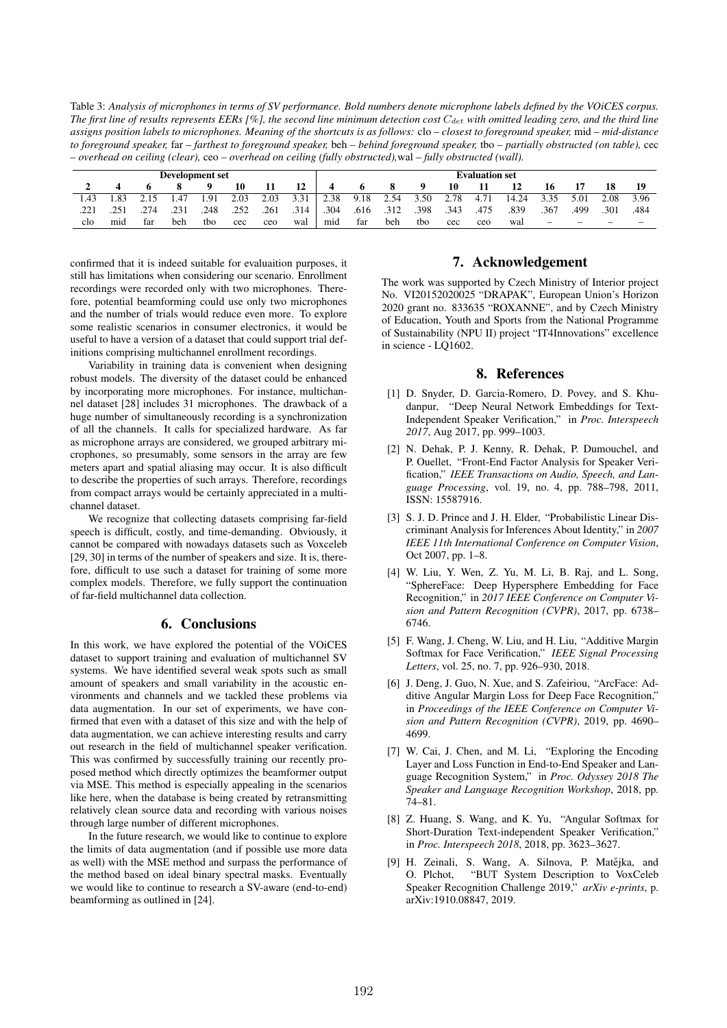Table 3: *Analysis of microphones in terms of SV performance. Bold numbers denote microphone labels defined by the VOiCES corpus. The first line of results represents EERs [%], the second line minimum detection cost $C_{det}$ with omitted leading zero, and the third line assigns position labels to microphones. Meaning of the shortcuts is as follows:* clo *– closest to foreground speaker,* mid *– mid-distance to foreground speaker,* far *– farthest to foreground speaker,* beh *– behind foreground speaker,* tbo *– partially obstructed (on table),* cec *– overhead on ceiling (clear),* ceo *– overhead on ceiling (fully obstructed),*wal *– fully obstructed (wall).*

| **Development set** | | | | | | | | **Evaluation set** | | | | | | | | | | |
|---|---|---|---|---|---|---|---|---|---|---|---|---|---|---|---|---|---|---|
| **2** | **4** | **6** | **8** | **9** | **10** | **11** | **12** | **4** | **6** | **8** | **9** | **10** | **11** | **12** | **16** | **17** | **18** | **19** |
| 1.43 | 1.83 | 2.15 | 1.47 | 1.91 | 2.03 | 2.03 | 3.31 | 2.38 | 9.18 | 2.54 | 3.50 | 2.78 | 4.71 | 14.24 | 3.35 | 5.01 | 2.08 | 3.96 |
| .221 | .251 | .274 | .231 | .248 | .252 | .261 | .314 | .304 | .616 | .312 | .398 | .343 | .475 | .839 | .367 | .499 | .301 | .484 |
| clo | mid | far | beh | tbo | cec | ceo | wal | mid | far | beh | tbo | cec | ceo | wal | – | – | – | – |

confirmed that it is indeed suitable for evaluaition purposes, it still has limitations when considering our scenario. Enrollment recordings were recorded only with two microphones. Therefore, potential beamforming could use only two microphones and the number of trials would reduce even more. To explore some realistic scenarios in consumer electronics, it would be useful to have a version of a dataset that could support trial definitions comprising multichannel enrollment recordings.

Variability in training data is convenient when designing robust models. The diversity of the dataset could be enhanced by incorporating more microphones. For instance, multichannel dataset [28] includes 31 microphones. The drawback of a huge number of simultaneously recording is a synchronization of all the channels. It calls for specialized hardware. As far as microphone arrays are considered, we grouped arbitrary microphones, so presumably, some sensors in the array are few meters apart and spatial aliasing may occur. It is also difficult to describe the properties of such arrays. Therefore, recordings from compact arrays would be certainly appreciated in a multichannel dataset.

We recognize that collecting datasets comprising far-field speech is difficult, costly, and time-demanding. Obviously, it cannot be compared with nowadays datasets such as Voxceleb [29, 30] in terms of the number of speakers and size. It is, therefore, difficult to use such a dataset for training of some more complex models. Therefore, we fully support the continuation of far-field multichannel data collection.

## 6. Conclusions

In this work, we have explored the potential of the VOiCES dataset to support training and evaluation of multichannel SV systems. We have identified several weak spots such as small amount of speakers and small variability in the acoustic environments and channels and we tackled these problems via data augmentation. In our set of experiments, we have confirmed that even with a dataset of this size and with the help of data augmentation, we can achieve interesting results and carry out research in the field of multichannel speaker verification. This was confirmed by successfully training our recently proposed method which directly optimizes the beamformer output via MSE. This method is especially appealing in the scenarios like here, when the database is being created by retransmitting relatively clean source data and recording with various noises through large number of different microphones.

In the future research, we would like to continue to explore the limits of data augmentation (and if possible use more data as well) with the MSE method and surpass the performance of the method based on ideal binary spectral masks. Eventually we would like to continue to research a SV-aware (end-to-end) beamforming as outlined in [24].

## 7. Acknowledgement

The work was supported by Czech Ministry of Interior project No. VI20152020025 "DRAPAK", European Union's Horizon 2020 grant no. 833635 "ROXANNE", and by Czech Ministry of Education, Youth and Sports from the National Programme of Sustainability (NPU II) project "IT4Innovations" excellence in science - LQ1602.

## 8. References

[1] D. Snyder, D. Garcia-Romero, D. Povey, and S. Khudanpur, "Deep Neural Network Embeddings for Text-Independent Speaker Verification," in *Proc. Interspeech 2017*, Aug 2017, pp. 999–1003.

[2] N. Dehak, P. J. Kenny, R. Dehak, P. Dumouchel, and P. Ouellet, "Front-End Factor Analysis for Speaker Verification," *IEEE Transactions on Audio, Speech, and Language Processing*, vol. 19, no. 4, pp. 788–798, 2011, ISSN: 15587916.

[3] S. J. D. Prince and J. H. Elder, "Probabilistic Linear Discriminant Analysis for Inferences About Identity," in *2007 IEEE 11th International Conference on Computer Vision*, Oct 2007, pp. 1–8.

[4] W. Liu, Y. Wen, Z. Yu, M. Li, B. Raj, and L. Song, "SphereFace: Deep Hypersphere Embedding for Face Recognition," in *2017 IEEE Conference on Computer Vision and Pattern Recognition (CVPR)*, 2017, pp. 6738–6746.

[5] F. Wang, J. Cheng, W. Liu, and H. Liu, "Additive Margin Softmax for Face Verification," *IEEE Signal Processing Letters*, vol. 25, no. 7, pp. 926–930, 2018.

[6] J. Deng, J. Guo, N. Xue, and S. Zafeiriou, "ArcFace: Additive Angular Margin Loss for Deep Face Recognition," in *Proceedings of the IEEE Conference on Computer Vision and Pattern Recognition (CVPR)*, 2019, pp. 4690–4699.

[7] W. Cai, J. Chen, and M. Li, "Exploring the Encoding Layer and Loss Function in End-to-End Speaker and Language Recognition System," in *Proc. Odyssey 2018 The Speaker and Language Recognition Workshop*, 2018, pp. 74–81.

[8] Z. Huang, S. Wang, and K. Yu, "Angular Softmax for Short-Duration Text-independent Speaker Verification," in *Proc. Interspeech 2018*, 2018, pp. 3623–3627.

[9] H. Zeinali, S. Wang, A. Silnova, P. Matějka, and O. Plchot, "BUT System Description to VoxCeleb Speaker Recognition Challenge 2019," *arXiv e-prints*, p. arXiv:1910.08847, 2019.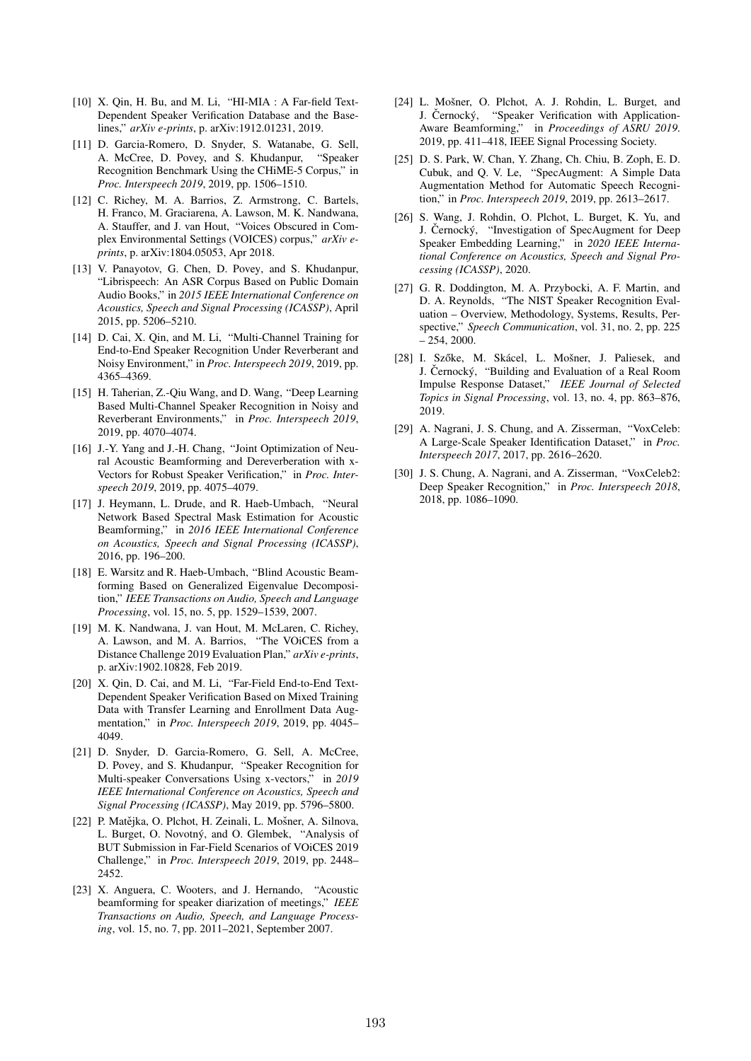[10] X. Qin, H. Bu, and M. Li, "HI-MIA : A Far-field Text-Dependent Speaker Verification Database and the Baselines," *arXiv e-prints*, p. arXiv:1912.01231, 2019.

[11] D. Garcia-Romero, D. Snyder, S. Watanabe, G. Sell, A. McCree, D. Povey, and S. Khudanpur, "Speaker Recognition Benchmark Using the CHiME-5 Corpus," in *Proc. Interspeech 2019*, 2019, pp. 1506–1510.

[12] C. Richey, M. A. Barrios, Z. Armstrong, C. Bartels, H. Franco, M. Graciarena, A. Lawson, M. K. Nandwana, A. Stauffer, and J. van Hout, "Voices Obscured in Complex Environmental Settings (VOICES) corpus," *arXiv e-prints*, p. arXiv:1804.05053, Apr 2018.

[13] V. Panayotov, G. Chen, D. Povey, and S. Khudanpur, "Librispeech: An ASR Corpus Based on Public Domain Audio Books," in *2015 IEEE International Conference on Acoustics, Speech and Signal Processing (ICASSP)*, April 2015, pp. 5206–5210.

[14] D. Cai, X. Qin, and M. Li, "Multi-Channel Training for End-to-End Speaker Recognition Under Reverberant and Noisy Environment," in *Proc. Interspeech 2019*, 2019, pp. 4365–4369.

[15] H. Taherian, Z.-Qiu Wang, and D. Wang, "Deep Learning Based Multi-Channel Speaker Recognition in Noisy and Reverberant Environments," in *Proc. Interspeech 2019*, 2019, pp. 4070–4074.

[16] J.-Y. Yang and J.-H. Chang, "Joint Optimization of Neural Acoustic Beamforming and Dereverberation with x-Vectors for Robust Speaker Verification," in *Proc. Interspeech 2019*, 2019, pp. 4075–4079.

[17] J. Heymann, L. Drude, and R. Haeb-Umbach, "Neural Network Based Spectral Mask Estimation for Acoustic Beamforming," in *2016 IEEE International Conference on Acoustics, Speech and Signal Processing (ICASSP)*, 2016, pp. 196–200.

[18] E. Warsitz and R. Haeb-Umbach, "Blind Acoustic Beamforming Based on Generalized Eigenvalue Decomposition," *IEEE Transactions on Audio, Speech and Language Processing*, vol. 15, no. 5, pp. 1529–1539, 2007.

[19] M. K. Nandwana, J. van Hout, M. McLaren, C. Richey, A. Lawson, and M. A. Barrios, "The VOiCES from a Distance Challenge 2019 Evaluation Plan," *arXiv e-prints*, p. arXiv:1902.10828, Feb 2019.

[20] X. Qin, D. Cai, and M. Li, "Far-Field End-to-End Text-Dependent Speaker Verification Based on Mixed Training Data with Transfer Learning and Enrollment Data Augmentation," in *Proc. Interspeech 2019*, 2019, pp. 4045–4049.

[21] D. Snyder, D. Garcia-Romero, G. Sell, A. McCree, D. Povey, and S. Khudanpur, "Speaker Recognition for Multi-speaker Conversations Using x-vectors," in *2019 IEEE International Conference on Acoustics, Speech and Signal Processing (ICASSP)*, May 2019, pp. 5796–5800.

[22] P. Matějka, O. Plchot, H. Zeinali, L. Mošner, A. Silnova, L. Burget, O. Novotný, and O. Glembek, "Analysis of BUT Submission in Far-Field Scenarios of VOiCES 2019 Challenge," in *Proc. Interspeech 2019*, 2019, pp. 2448–2452.

[23] X. Anguera, C. Wooters, and J. Hernando, "Acoustic beamforming for speaker diarization of meetings," *IEEE Transactions on Audio, Speech, and Language Processing*, vol. 15, no. 7, pp. 2011–2021, September 2007.

[24] L. Mošner, O. Plchot, A. J. Rohdin, L. Burget, and J. Černocký, "Speaker Verification with Application-Aware Beamforming," in *Proceedings of ASRU 2019*. 2019, pp. 411–418, IEEE Signal Processing Society.

[25] D. S. Park, W. Chan, Y. Zhang, Ch. Chiu, B. Zoph, E. D. Cubuk, and Q. V. Le, "SpecAugment: A Simple Data Augmentation Method for Automatic Speech Recognition," in *Proc. Interspeech 2019*, 2019, pp. 2613–2617.

[26] S. Wang, J. Rohdin, O. Plchot, L. Burget, K. Yu, and J. Černocký, "Investigation of SpecAugment for Deep Speaker Embedding Learning," in *2020 IEEE International Conference on Acoustics, Speech and Signal Processing (ICASSP)*, 2020.

[27] G. R. Doddington, M. A. Przybocki, A. F. Martin, and D. A. Reynolds, "The NIST Speaker Recognition Evaluation – Overview, Methodology, Systems, Results, Perspective," *Speech Communication*, vol. 31, no. 2, pp. 225 – 254, 2000.

[28] I. Szőke, M. Skácel, L. Mošner, J. Paliesek, and J. Černocký, "Building and Evaluation of a Real Room Impulse Response Dataset," *IEEE Journal of Selected Topics in Signal Processing*, vol. 13, no. 4, pp. 863–876, 2019.

[29] A. Nagrani, J. S. Chung, and A. Zisserman, "VoxCeleb: A Large-Scale Speaker Identification Dataset," in *Proc. Interspeech 2017*, 2017, pp. 2616–2620.

[30] J. S. Chung, A. Nagrani, and A. Zisserman, "VoxCeleb2: Deep Speaker Recognition," in *Proc. Interspeech 2018*, 2018, pp. 1086–1090.